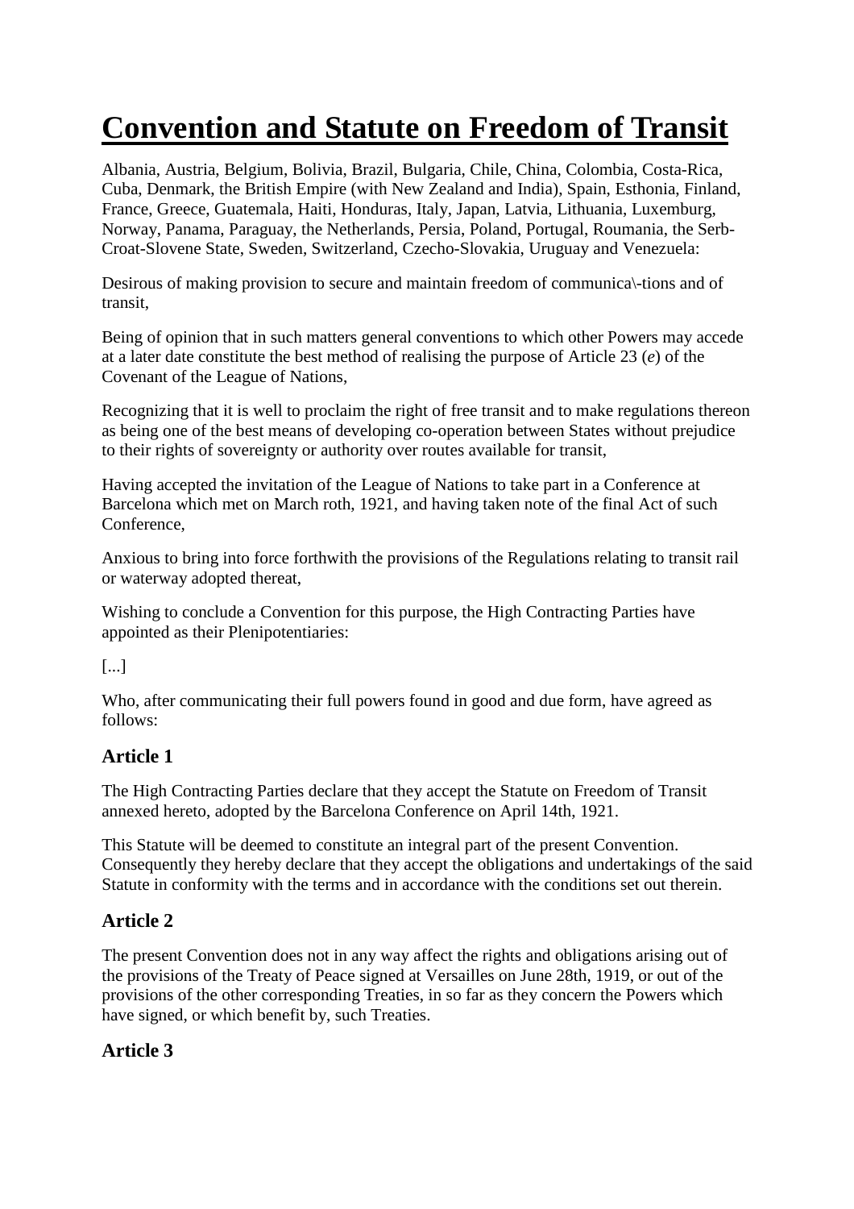# Convention and Statute on Freedom of Transit

Albania, Austria, Belgium, Bolivia, Brazil, Bulgaria, Chile, China, Colombia, Costa-Rica, Cuba, Denmark, the British Empire (with New Zealand and India), Spain, Esthonia, Finland, France, Greece, Guatemala, Haiti, Honduras, Italy, Japan, Latvia, Lithuania, Luxemburg, Norway, Panama, Paraguay, the Netherlands, Persia, Poland, Portugal, Roumania, the Serb-Croat-Slovene State, Sweden, Switzerland, Czecho-Slovakia, Uruguay and Venezuela:

Desirous of making provision to secure and maintain freedom of communica\-tions and of transit,

Being of opinion that in such matters general conventions to which other Powers may accede at a later date constitute the best method of realising the purpose of Article 23 (*e*) of the Covenant of the League of Nations,

Recognizing that it is well to proclaim the right of free transit and to make regulations thereon as being one of the best means of developing co-operation between States without prejudice to their rights of sovereignty or authority over routes available for transit,

Having accepted the invitation of the League of Nations to take part in a Conference at Barcelona which met on March roth, 1921, and having taken note of the final Act of such Conference,

Anxious to bring into force forthwith the provisions of the Regulations relating to transit rail or waterway adopted thereat,

Wishing to conclude a Convention for this purpose, the High Contracting Parties have appointed as their Plenipotentiaries:

[...]

Who, after communicating their full powers found in good and due form, have agreed as follows:

## Article 1

The High Contracting Parties declare that they accept the Statute on Freedom of Transit annexed hereto, adopted by the Barcelona Conference on April 14th, 1921.

This Statute will be deemed to constitute an integral part of the present Convention. Consequently they hereby declare that they accept the obligations and undertakings of the said Statute in conformity with the terms and in accordance with the conditions set out therein.

## Article 2

The present Convention does not in any way affect the rights and obligations arising out of the provisions of the Treaty of Peace signed at Versailles on June 28th, 1919, or out of the provisions of the other corresponding Treaties, in so far as they concern the Powers which have signed, or which benefit by, such Treaties.

## Article 3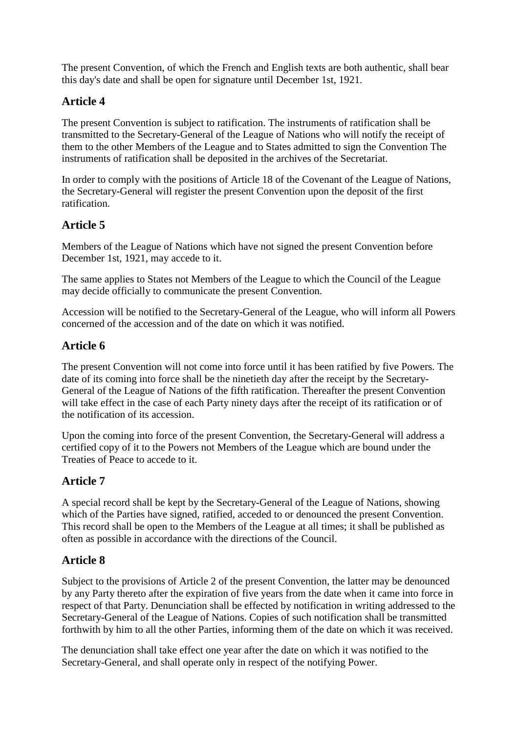The present Convention, of which the French and English texts are both authentic, shall bear this day's date and shall be open for signature until December 1st, 1921.

## Article 4

The present Convention is subject to ratification. The instruments of ratification shall be transmitted to the Secretary-General of the League of Nations who will notify the receipt of them to the other Members of the League and to States admitted to sign the Convention The instruments of ratification shall be deposited in the archives of the Secretariat.

In order to comply with the positions of Article 18 of the Covenant of the League of Nations, the Secretary-General will register the present Convention upon the deposit of the first ratification.

## Article 5

Members of the League of Nations which have not signed the present Convention before December 1st, 1921, may accede to it.

The same applies to States not Members of the League to which the Council of the League may decide officially to communicate the present Convention.

Accession will be notified to the Secretary-General of the League, who will inform all Powers concerned of the accession and of the date on which it was notified.

## Article 6

The present Convention will not come into force until it has been ratified by five Powers. The date of its coming into force shall be the ninetieth day after the receipt by the Secretary-General of the League of Nations of the fifth ratification. Thereafter the present Convention will take effect in the case of each Party ninety days after the receipt of its ratification or of the notification of its accession.

Upon the coming into force of the present Convention, the Secretary-General will address a certified copy of it to the Powers not Members of the League which are bound under the Treaties of Peace to accede to it.

## Article 7

A special record shall be kept by the Secretary-General of the League of Nations, showing which of the Parties have signed, ratified, acceded to or denounced the present Convention. This record shall be open to the Members of the League at all times; it shall be published as often as possible in accordance with the directions of the Council.

## Article 8

Subject to the provisions of Article 2 of the present Convention, the latter may be denounced by any Party thereto after the expiration of five years from the date when it came into force in respect of that Party. Denunciation shall be effected by notification in writing addressed to the Secretary-General of the League of Nations. Copies of such notification shall be transmitted forthwith by him to all the other Parties, informing them of the date on which it was received.

The denunciation shall take effect one year after the date on which it was notified to the Secretary-General, and shall operate only in respect of the notifying Power.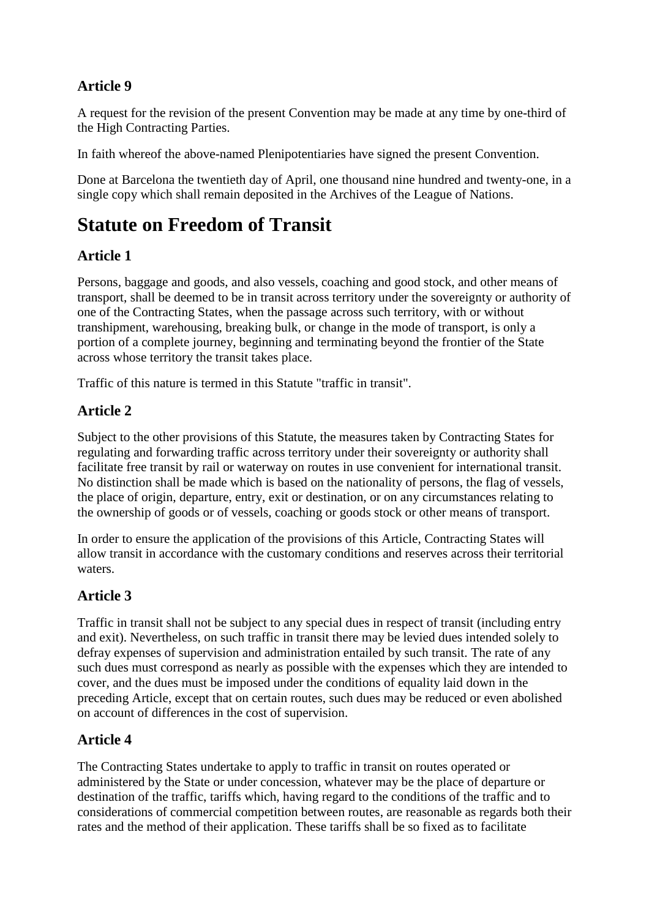### Article 9

A request for the revision of the present Convention may be made at any time by one-third of the High Contracting Parties.

In faith whereof the above-named Plenipotentiaries have signed the present Convention.

Done at Barcelona the twentieth day of April, one thousand nine hundred and twenty-one, in a single copy which shall remain deposited in the Archives of the League of Nations.

# Statute on Freedom of Transit

### Article 1

Persons, baggage and goods, and also vessels, coaching and good stock, and other means of transport, shall be deemed to be in transit across territory under the sovereignty or authority of one of the Contracting States, when the passage across such territory, with or without transhipment, warehousing, breaking bulk, or change in the mode of transport, is only a portion of a complete journey, beginning and terminating beyond the frontier of the State across whose territory the transit takes place.

Traffic of this nature is termed in this Statute "traffic in transit".

### Article 2

Subject to the other provisions of this Statute, the measures taken by Contracting States for regulating and forwarding traffic across territory under their sovereignty or authority shall facilitate free transit by rail or waterway on routes in use convenient for international transit. No distinction shall be made which is based on the nationality of persons, the flag of vessels, the place of origin, departure, entry, exit or destination, or on any circumstances relating to the ownership of goods or of vessels, coaching or goods stock or other means of transport.

In order to ensure the application of the provisions of this Article, Contracting States will allow transit in accordance with the customary conditions and reserves across their territorial waters.

### Article 3

Traffic in transit shall not be subject to any special dues in respect of transit (including entry and exit). Nevertheless, on such traffic in transit there may be levied dues intended solely to defray expenses of supervision and administration entailed by such transit. The rate of any such dues must correspond as nearly as possible with the expenses which they are intended to cover, and the dues must be imposed under the conditions of equality laid down in the preceding Article, except that on certain routes, such dues may be reduced or even abolished on account of differences in the cost of supervision.

### Article 4

The Contracting States undertake to apply to traffic in transit on routes operated or administered by the State or under concession, whatever may be the place of departure or destination of the traffic, tariffs which, having regard to the conditions of the traffic and to considerations of commercial competition between routes, are reasonable as regards both their rates and the method of their application. These tariffs shall be so fixed as to facilitate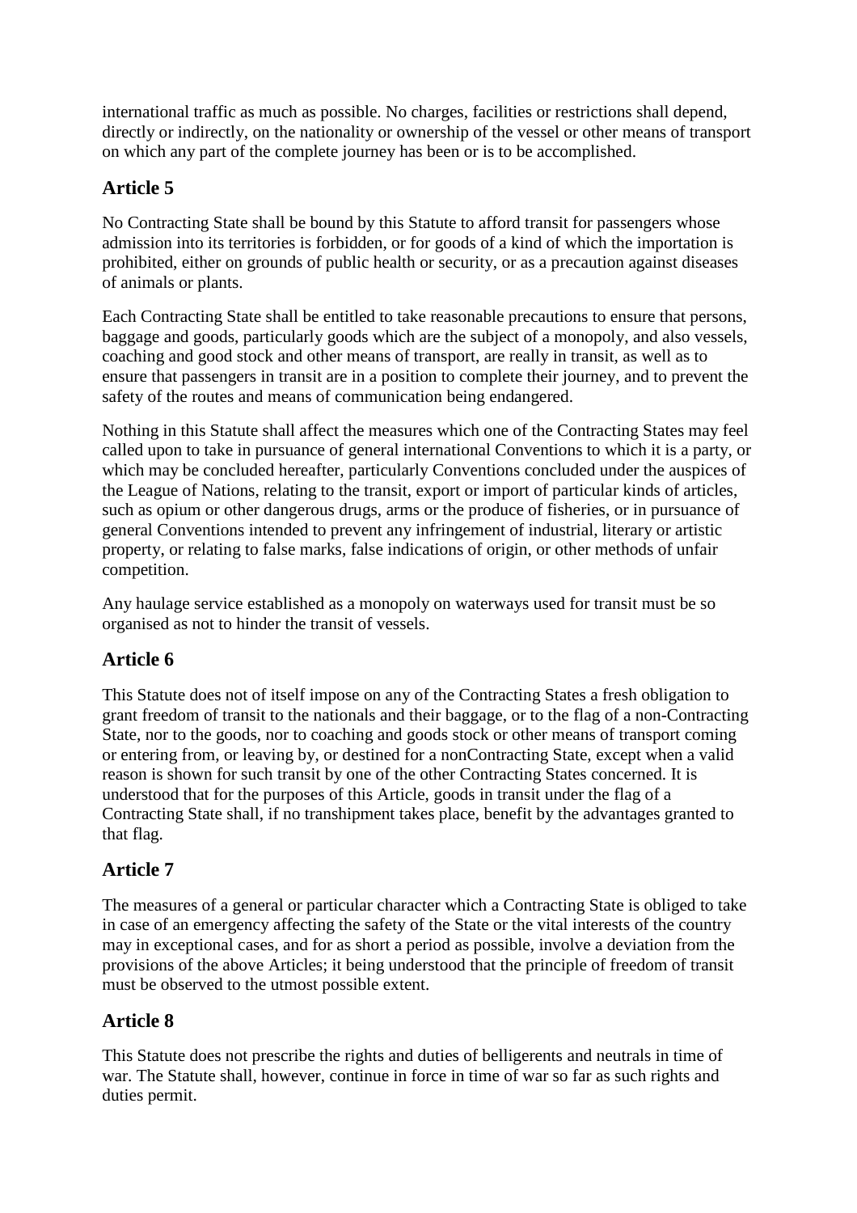international traffic as much as possible. No charges, facilities or restrictions shall depend, directly or indirectly, on the nationality or ownership of the vessel or other means of transport on which any part of the complete journey has been or is to be accomplished.

## Article 5

No Contracting State shall be bound by this Statute to afford transit for passengers whose admission into its territories is forbidden, or for goods of a kind of which the importation is prohibited, either on grounds of public health or security, or as a precaution against diseases of animals or plants.

Each Contracting State shall be entitled to take reasonable precautions to ensure that persons, baggage and goods, particularly goods which are the subject of a monopoly, and also vessels, coaching and good stock and other means of transport, are really in transit, as well as to ensure that passengers in transit are in a position to complete their journey, and to prevent the safety of the routes and means of communication being endangered.

Nothing in this Statute shall affect the measures which one of the Contracting States may feel called upon to take in pursuance of general international Conventions to which it is a party, or which may be concluded hereafter, particularly Conventions concluded under the auspices of the League of Nations, relating to the transit, export or import of particular kinds of articles, such as opium or other dangerous drugs, arms or the produce of fisheries, or in pursuance of general Conventions intended to prevent any infringement of industrial, literary or artistic property, or relating to false marks, false indications of origin, or other methods of unfair competition.

Any haulage service established as a monopoly on waterways used for transit must be so organised as not to hinder the transit of vessels.

## Article 6

This Statute does not of itself impose on any of the Contracting States a fresh obligation to grant freedom of transit to the nationals and their baggage, or to the flag of a non-Contracting State, nor to the goods, nor to coaching and goods stock or other means of transport coming or entering from, or leaving by, or destined for a nonContracting State, except when a valid reason is shown for such transit by one of the other Contracting States concerned. It is understood that for the purposes of this Article, goods in transit under the flag of a Contracting State shall, if no transhipment takes place, benefit by the advantages granted to that flag.

## Article 7

The measures of a general or particular character which a Contracting State is obliged to take in case of an emergency affecting the safety of the State or the vital interests of the country may in exceptional cases, and for as short a period as possible, involve a deviation from the provisions of the above Articles; it being understood that the principle of freedom of transit must be observed to the utmost possible extent.

## Article 8

This Statute does not prescribe the rights and duties of belligerents and neutrals in time of war. The Statute shall, however, continue in force in time of war so far as such rights and duties permit.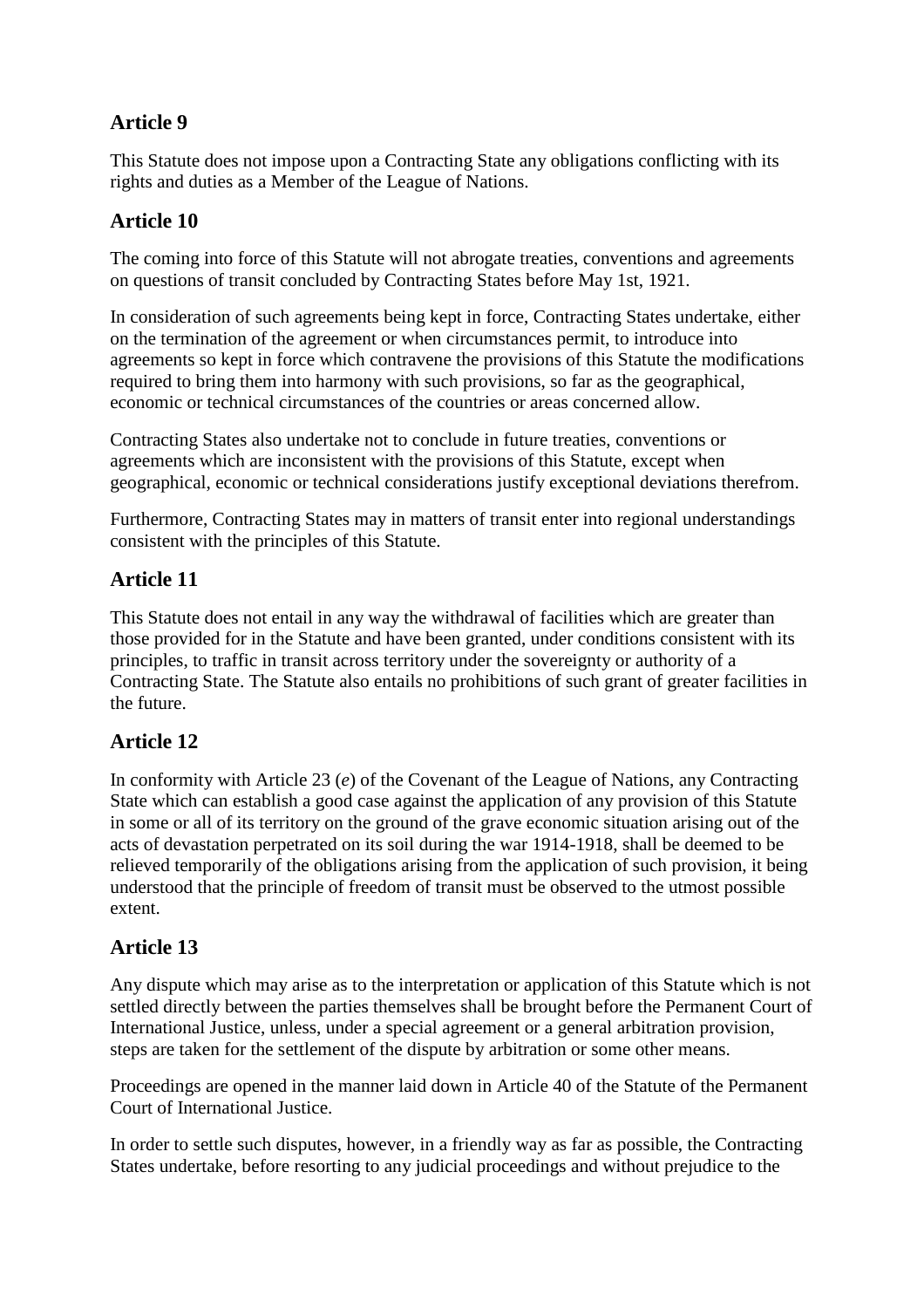## Article 9

This Statute does not impose upon a Contracting State any obligations conflicting with its rights and duties as a Member of the League of Nations.

## Article 10

The coming into force of this Statute will not abrogate treaties, conventions and agreements on questions of transit concluded by Contracting States before May 1st, 1921.

In consideration of such agreements being kept in force, Contracting States undertake, either on the termination of the agreement or when circumstances permit, to introduce into agreements so kept in force which contravene the provisions of this Statute the modifications required to bring them into harmony with such provisions, so far as the geographical, economic or technical circumstances of the countries or areas concerned allow.

Contracting States also undertake not to conclude in future treaties, conventions or agreements which are inconsistent with the provisions of this Statute, except when geographical, economic or technical considerations justify exceptional deviations therefrom.

Furthermore, Contracting States may in matters of transit enter into regional understandings consistent with the principles of this Statute.

## Article 11

This Statute does not entail in any way the withdrawal of facilities which are greater than those provided for in the Statute and have been granted, under conditions consistent with its principles, to traffic in transit across territory under the sovereignty or authority of a Contracting State. The Statute also entails no prohibitions of such grant of greater facilities in the future.

## Article 12

In conformity with Article 23 (*e*) of the Covenant of the League of Nations, any Contracting State which can establish a good case against the application of any provision of this Statute in some or all of its territory on the ground of the grave economic situation arising out of the acts of devastation perpetrated on its soil during the war 1914-1918, shall be deemed to be relieved temporarily of the obligations arising from the application of such provision, it being understood that the principle of freedom of transit must be observed to the utmost possible extent.

## Article 13

Any dispute which may arise as to the interpretation or application of this Statute which is not settled directly between the parties themselves shall be brought before the Permanent Court of International Justice, unless, under a special agreement or a general arbitration provision, steps are taken for the settlement of the dispute by arbitration or some other means.

Proceedings are opened in the manner laid down in Article 40 of the Statute of the Permanent Court of International Justice.

In order to settle such disputes, however, in a friendly way as far as possible, the Contracting States undertake, before resorting to any judicial proceedings and without prejudice to the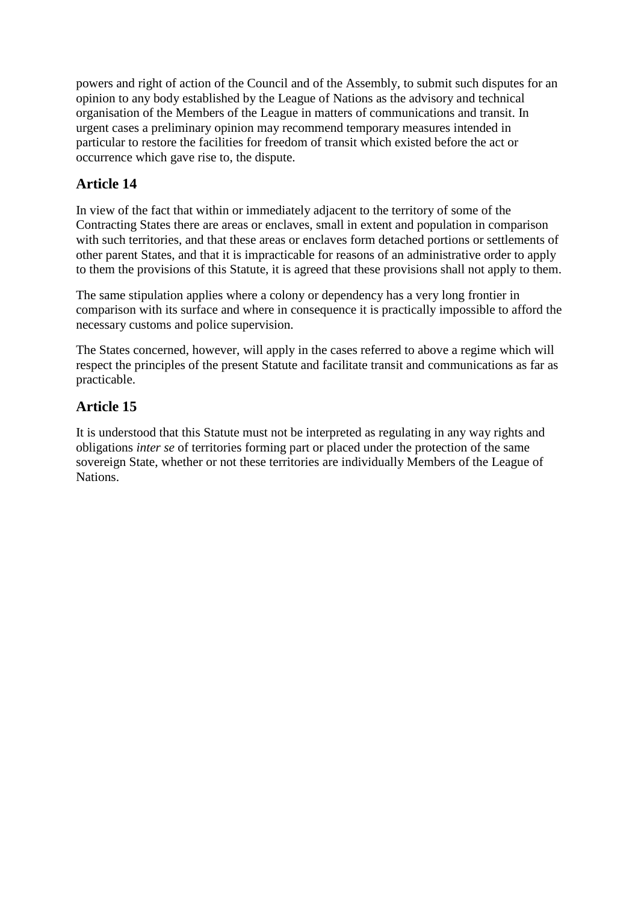powers and right of action of the Council and of the Assembly, to submit such disputes for an opinion to any body established by the League of Nations as the advisory and technical organisation of the Members of the League in matters of communications and transit. In urgent cases a preliminary opinion may recommend temporary measures intended in particular to restore the facilities for freedom of transit which existed before the act or occurrence which gave rise to, the dispute.

## Article 14

In view of the fact that within or immediately adjacent to the territory of some of the Contracting States there are areas or enclaves, small in extent and population in comparison with such territories, and that these areas or enclaves form detached portions or settlements of other parent States, and that it is impracticable for reasons of an administrative order to apply to them the provisions of this Statute, it is agreed that these provisions shall not apply to them.

The same stipulation applies where a colony or dependency has a very long frontier in comparison with its surface and where in consequence it is practically impossible to afford the necessary customs and police supervision.

The States concerned, however, will apply in the cases referred to above a regime which will respect the principles of the present Statute and facilitate transit and communications as far as practicable.

## Article 15

It is understood that this Statute must not be interpreted as regulating in any way rights and obligations *inter se* of territories forming part or placed under the protection of the same sovereign State, whether or not these territories are individually Members of the League of Nations.